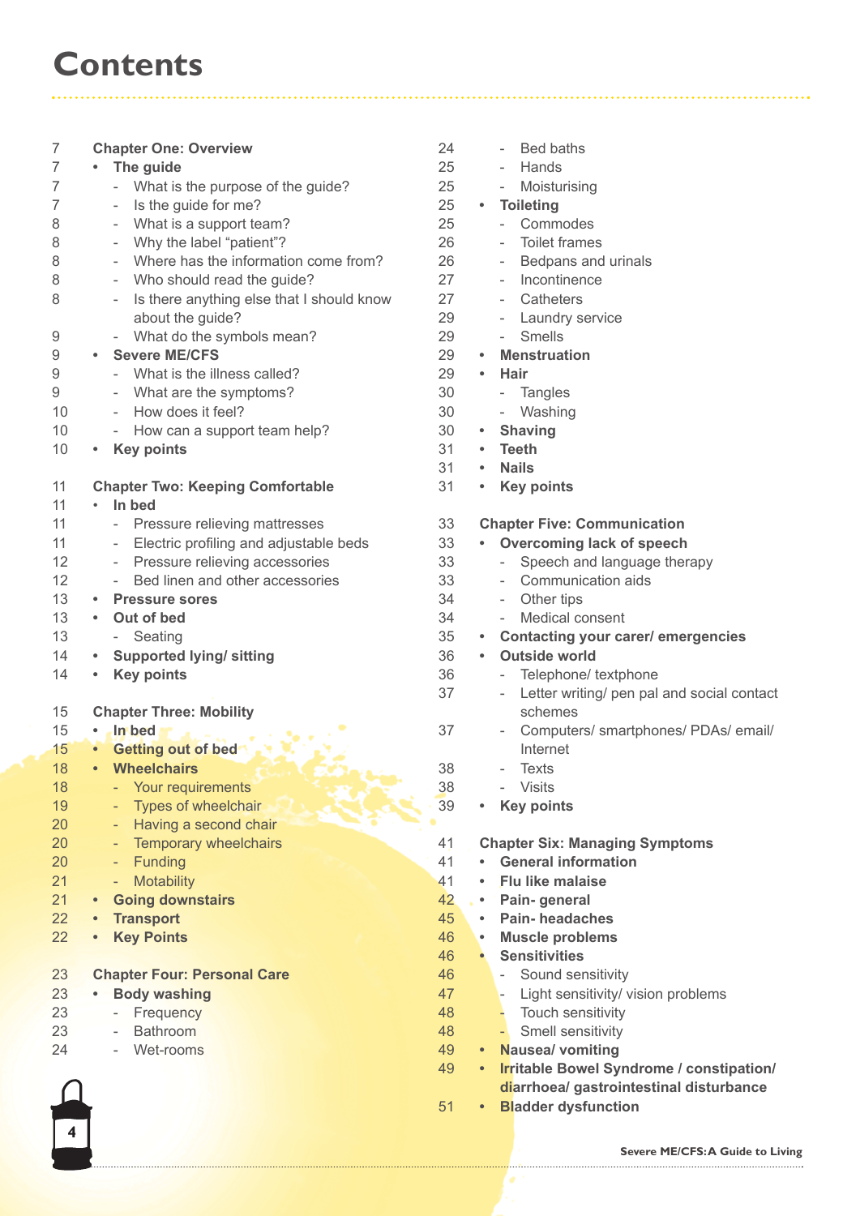# Contents

7 **Chapter One: Overview**
- 7 **The guide**
  - 7 What is the purpose of the guide?
  - 7 Is the guide for me?
  - 8 What is a support team?
  - 8 Why the label "patient"?
  - 8 Where has the information come from?
  - 8 Who should read the guide?
  - 8 Is there anything else that I should know about the guide?
  - 9 What do the symbols mean?
- 9 **Severe ME/CFS**
  - 9 What is the illness called?
  - 9 What are the symptoms?
  - 10 How does it feel?
  - 10 How can a support team help?
- 10 **Key points**

11 **Chapter Two: Keeping Comfortable**
- 11 **In bed**
  - 11 Pressure relieving mattresses
  - 11 Electric profiling and adjustable beds
  - 12 Pressure relieving accessories
  - 12 Bed linen and other accessories
- 13 **Pressure sores**
- 13 **Out of bed**
  - 13 Seating
- 14 **Supported lying/ sitting**
- 14 **Key points**

15 **Chapter Three: Mobility**
- 15 **In bed**
- 15 **Getting out of bed**
- 18 **Wheelchairs**
  - 18 Your requirements
  - 19 Types of wheelchair
  - 20 Having a second chair
  - 20 Temporary wheelchairs
  - 20 Funding
  - 21 Motability
- 21 **Going downstairs**
- 22 **Transport**
- 22 **Key Points**

23 **Chapter Four: Personal Care**
- 23 **Body washing**
  - 23 Frequency
  - 23 Bathroom
  - 24 Wet-rooms
  - 24 Bed baths
  - 25 Hands
  - 25 Moisturising
- 25 **Toileting**
  - 25 Commodes
  - 26 Toilet frames
  - 26 Bedpans and urinals
  - 27 Incontinence
  - 27 Catheters
  - 29 Laundry service
  - 29 Smells
- 29 **Menstruation**
- 29 **Hair**
  - 30 Tangles
  - 30 Washing
- 30 **Shaving**
- 31 **Teeth**
- 31 **Nails**
- 31 **Key points**

33 **Chapter Five: Communication**
- 33 **Overcoming lack of speech**
  - 33 Speech and language therapy
  - 33 Communication aids
  - 34 Other tips
  - 34 Medical consent
- 35 **Contacting your carer/ emergencies**
- 36 **Outside world**
  - 36 Telephone/ textphone
  - 37 Letter writing/ pen pal and social contact schemes
  - 37 Computers/ smartphones/ PDAs/ email/ Internet
  - 38 Texts
  - 38 Visits
- 39 **Key points**

41 **Chapter Six: Managing Symptoms**
- 41 **General information**
- 41 **Flu like malaise**
- 42 **Pain- general**
- 45 **Pain- headaches**
- 46 **Muscle problems**
- 46 **Sensitivities**
  - 46 Sound sensitivity
  - 47 Light sensitivity/ vision problems
  - 48 Touch sensitivity
  - 48 Smell sensitivity
- 49 **Nausea/ vomiting**
- 49 **Irritable Bowel Syndrome / constipation/ diarrhoea/ gastrointestinal disturbance**
- 51 **Bladder dysfunction**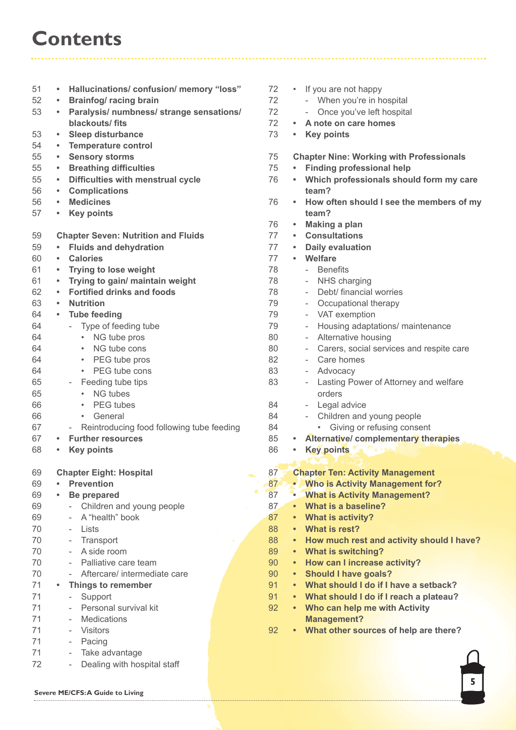# Contents

51 • **Hallucinations/ confusion/ memory “loss”**
52 • **Brainfog/ racing brain**
53 • **Paralysis/ numbness/ strange sensations/ blackouts/ fits**
53 • **Sleep disturbance**
54 • **Temperature control**
55 • **Sensory storms**
55 • **Breathing difficulties**
55 • **Difficulties with menstrual cycle**
56 • **Complications**
56 • **Medicines**
57 • **Key points**

59 **Chapter Seven: Nutrition and Fluids**
59 • **Fluids and dehydration**
60 • **Calories**
61 • **Trying to lose weight**
61 • **Trying to gain/ maintain weight**
62 • **Fortified drinks and foods**
63 • **Nutrition**
64 • **Tube feeding**
64 - Type of feeding tube
64 • NG tube pros
64 • NG tube cons
64 • PEG tube pros
64 • PEG tube cons
65 - Feeding tube tips
65 • NG tubes
66 • PEG tubes
66 • General
67 - Reintroducing food following tube feeding
67 • **Further resources**
68 • **Key points**

69 **Chapter Eight: Hospital**
69 • **Prevention**
69 • **Be prepared**
69 - Children and young people
69 - A “health” book
70 - Lists
70 - Transport
70 - A side room
70 - Palliative care team
70 - Aftercare/ intermediate care
71 • **Things to remember**
71 - Support
71 - Personal survival kit
71 - Medications
71 - Visitors
71 - Pacing
71 - Take advantage
72 - Dealing with hospital staff
72 • If you are not happy
72 - When you’re in hospital
72 - Once you’ve left hospital
72 • **A note on care homes**
73 • **Key points**

75 **Chapter Nine: Working with Professionals**
75 • **Finding professional help**
76 • **Which professionals should form my care team?**
76 • **How often should I see the members of my team?**
76 • **Making a plan**
77 • **Consultations**
77 • **Daily evaluation**
77 • **Welfare**
78 - Benefits
78 - NHS charging
78 - Debt/ financial worries
79 - Occupational therapy
79 - VAT exemption
79 - Housing adaptations/ maintenance
80 - Alternative housing
80 - Carers, social services and respite care
82 - Care homes
83 - Advocacy
83 - Lasting Power of Attorney and welfare orders
84 - Legal advice
84 - Children and young people
84 • Giving or refusing consent
85 • **Alternative/ complementary therapies**
86 • **Key points**

87 **Chapter Ten: Activity Management**
87 • **Who is Activity Management for?**
87 • **What is Activity Management?**
87 • **What is a baseline?**
87 • **What is activity?**
88 • **What is rest?**
88 • **How much rest and activity should I have?**
89 • **What is switching?**
90 • **How can I increase activity?**
90 • **Should I have goals?**
91 • **What should I do if I have a setback?**
91 • **What should I do if I reach a plateau?**
92 • **Who can help me with Activity Management?**
92 • **What other sources of help are there?**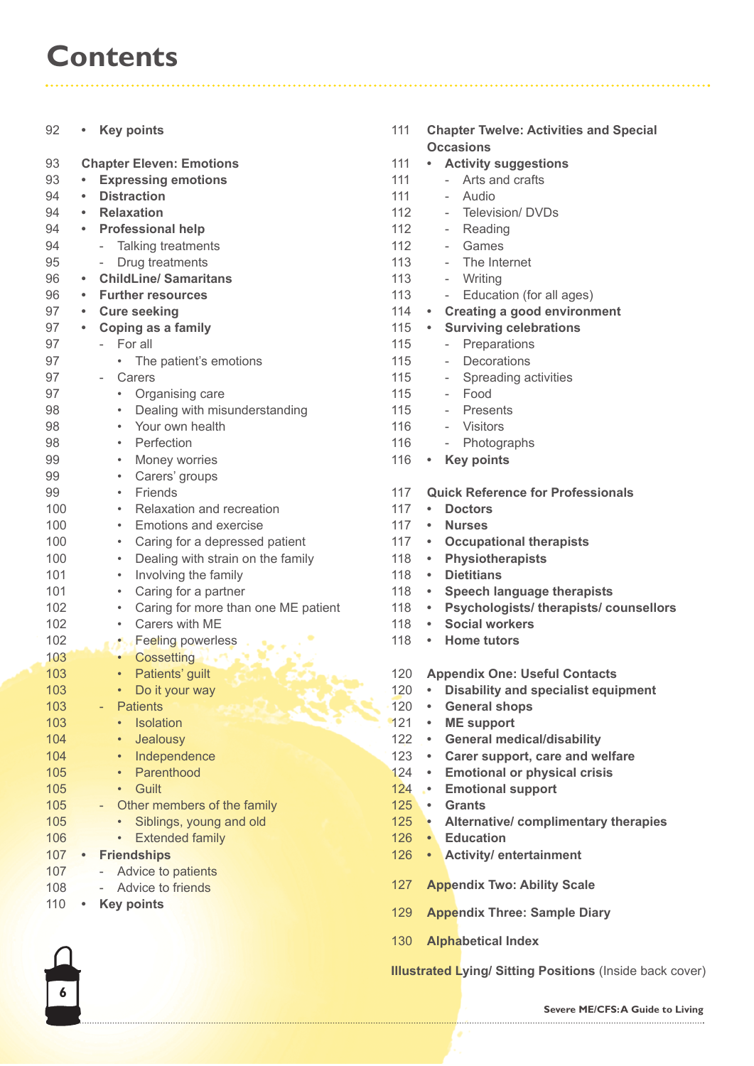# Contents

92 • **Key points**

93 **Chapter Eleven: Emotions**
93 • **Expressing emotions**
94 • **Distraction**
94 • **Relaxation**
94 • **Professional help**
94 - Talking treatments
95 - Drug treatments
96 • **ChildLine/ Samaritans**
96 • **Further resources**
97 • **Cure seeking**
97 • **Coping as a family**
97 - For all
97 • The patient's emotions
97 - Carers
97 • Organising care
98 • Dealing with misunderstanding
98 • Your own health
98 • Perfection
99 • Money worries
99 • Carers' groups
99 • Friends
100 • Relaxation and recreation
100 • Emotions and exercise
100 • Caring for a depressed patient
100 • Dealing with strain on the family
101 • Involving the family
101 • Caring for a partner
102 • Caring for more than one ME patient
102 • Carers with ME
102 • Feeling powerless
103 • Cossetting
103 • Patients' guilt
103 • Do it your way
103 - Patients
103 • Isolation
104 • Jealousy
104 • Independence
105 • Parenthood
105 • Guilt
105 - Other members of the family
105 • Siblings, young and old
106 • Extended family
107 • **Friendships**
107 - Advice to patients
108 - Advice to friends
110 • **Key points**

111 **Chapter Twelve: Activities and Special Occasions**
111 • **Activity suggestions**
111 - Arts and crafts
111 - Audio
112 - Television/ DVDs
112 - Reading
112 - Games
113 - The Internet
113 - Writing
113 - Education (for all ages)
114 • **Creating a good environment**
115 • **Surviving celebrations**
115 - Preparations
115 - Decorations
115 - Spreading activities
115 - Food
115 - Presents
116 - Visitors
116 - Photographs
116 • **Key points**

117 **Quick Reference for Professionals**
117 • **Doctors**
117 • **Nurses**
117 • **Occupational therapists**
118 • **Physiotherapists**
118 • **Dietitians**
118 • **Speech language therapists**
118 • **Psychologists/ therapists/ counsellors**
118 • **Social workers**
118 • **Home tutors**

120 **Appendix One: Useful Contacts**
120 • **Disability and specialist equipment**
120 • **General shops**
121 • **ME support**
122 • **General medical/disability**
123 • **Carer support, care and welfare**
124 • **Emotional or physical crisis**
124 • **Emotional support**
125 • **Grants**
125 • **Alternative/ complimentary therapies**
126 • **Education**
126 • **Activity/ entertainment**

127 **Appendix Two: Ability Scale**

129 **Appendix Three: Sample Diary**

130 **Alphabetical Index**

**Illustrated Lying/ Sitting Positions** (Inside back cover)